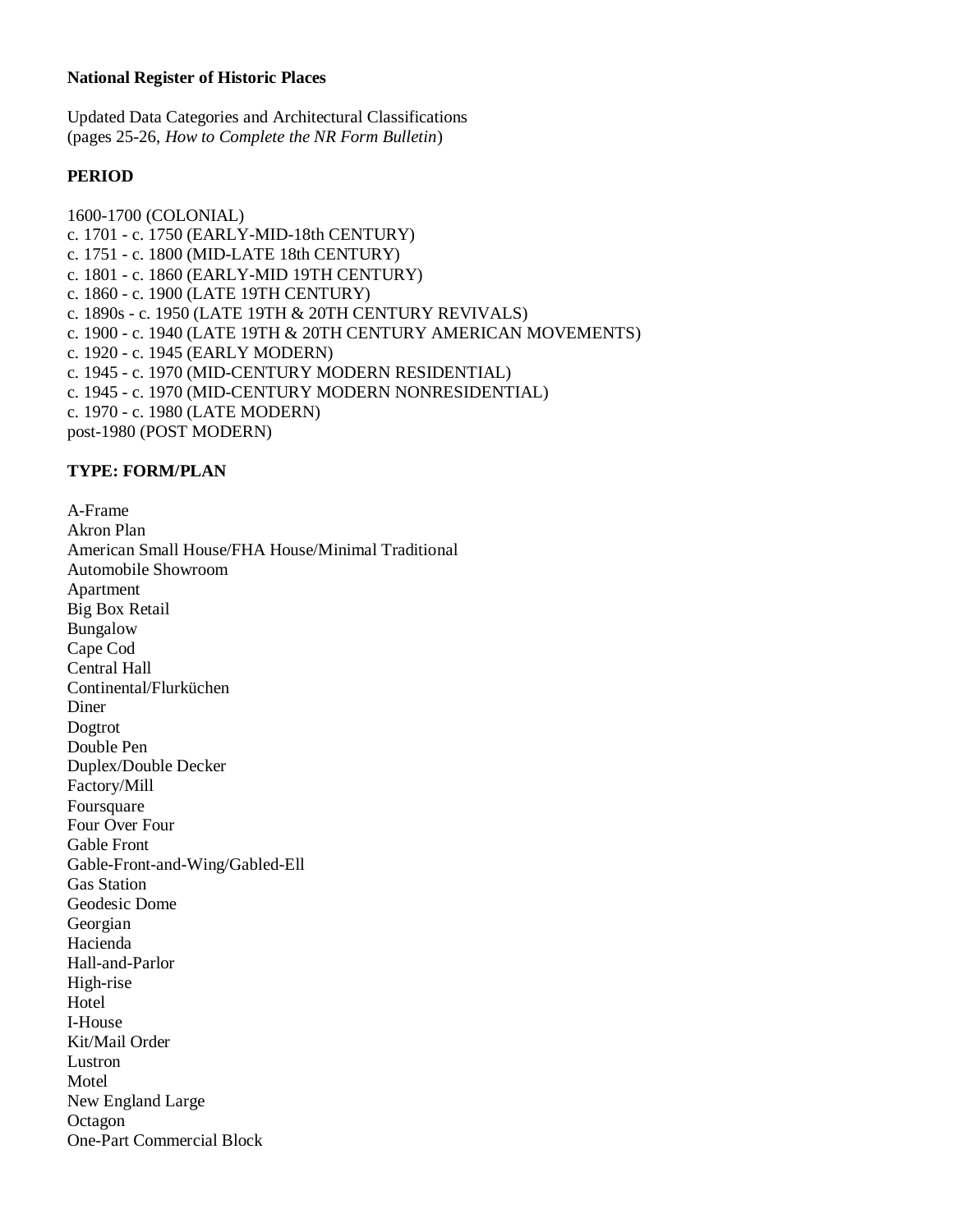**National Register of Historic Places**

Updated Data Categories and Architectural Classifications
(pages 25-26, *How to Complete the NR Form Bulletin*)

**PERIOD**

1600-1700 (COLONIAL)
c. 1701 - c. 1750 (EARLY-MID-18th CENTURY)
c. 1751 - c. 1800 (MID-LATE 18th CENTURY)
c. 1801 - c. 1860 (EARLY-MID 19TH CENTURY)
c. 1860 - c. 1900 (LATE 19TH CENTURY)
c. 1890s - c. 1950 (LATE 19TH & 20TH CENTURY REVIVALS)
c. 1900 - c. 1940 (LATE 19TH & 20TH CENTURY AMERICAN MOVEMENTS)
c. 1920 - c. 1945 (EARLY MODERN)
c. 1945 - c. 1970 (MID-CENTURY MODERN RESIDENTIAL)
c. 1945 - c. 1970 (MID-CENTURY MODERN NONRESIDENTIAL)
c. 1970 - c. 1980 (LATE MODERN)
post-1980 (POST MODERN)

**TYPE: FORM/PLAN**

A-Frame
Akron Plan
American Small House/FHA House/Minimal Traditional
Automobile Showroom
Apartment
Big Box Retail
Bungalow
Cape Cod
Central Hall
Continental/Flurküchen
Diner
Dogtrot
Double Pen
Duplex/Double Decker
Factory/Mill
Foursquare
Four Over Four
Gable Front
Gable-Front-and-Wing/Gabled-Ell
Gas Station
Geodesic Dome
Georgian
Hacienda
Hall-and-Parlor
High-rise
Hotel
I-House
Kit/Mail Order
Lustron
Motel
New England Large
Octagon
One-Part Commercial Block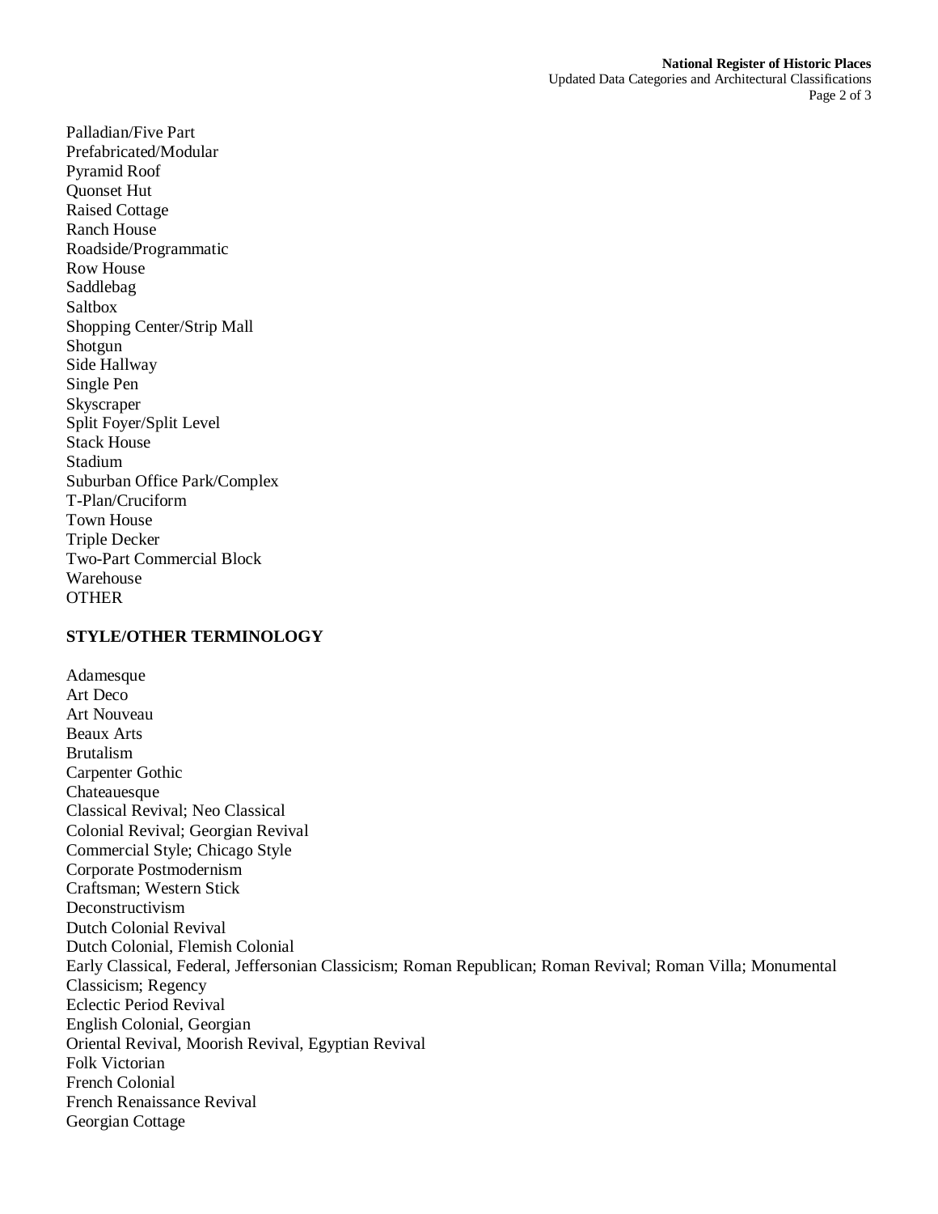Palladian/Five Part
Prefabricated/Modular
Pyramid Roof
Quonset Hut
Raised Cottage
Ranch House
Roadside/Programmatic
Row House
Saddlebag
Saltbox
Shopping Center/Strip Mall
Shotgun
Side Hallway
Single Pen
Skyscraper
Split Foyer/Split Level
Stack House
Stadium
Suburban Office Park/Complex
T-Plan/Cruciform
Town House
Triple Decker
Two-Part Commercial Block
Warehouse
OTHER

**STYLE/OTHER TERMINOLOGY**

Adamesque
Art Deco
Art Nouveau
Beaux Arts
Brutalism
Carpenter Gothic
Chateauesque
Classical Revival; Neo Classical
Colonial Revival; Georgian Revival
Commercial Style; Chicago Style
Corporate Postmodernism
Craftsman; Western Stick
Deconstructivism
Dutch Colonial Revival
Dutch Colonial, Flemish Colonial
Early Classical, Federal, Jeffersonian Classicism; Roman Republican; Roman Revival; Roman Villa; Monumental Classicism; Regency
Eclectic Period Revival
English Colonial, Georgian
Oriental Revival, Moorish Revival, Egyptian Revival
Folk Victorian
French Colonial
French Renaissance Revival
Georgian Cottage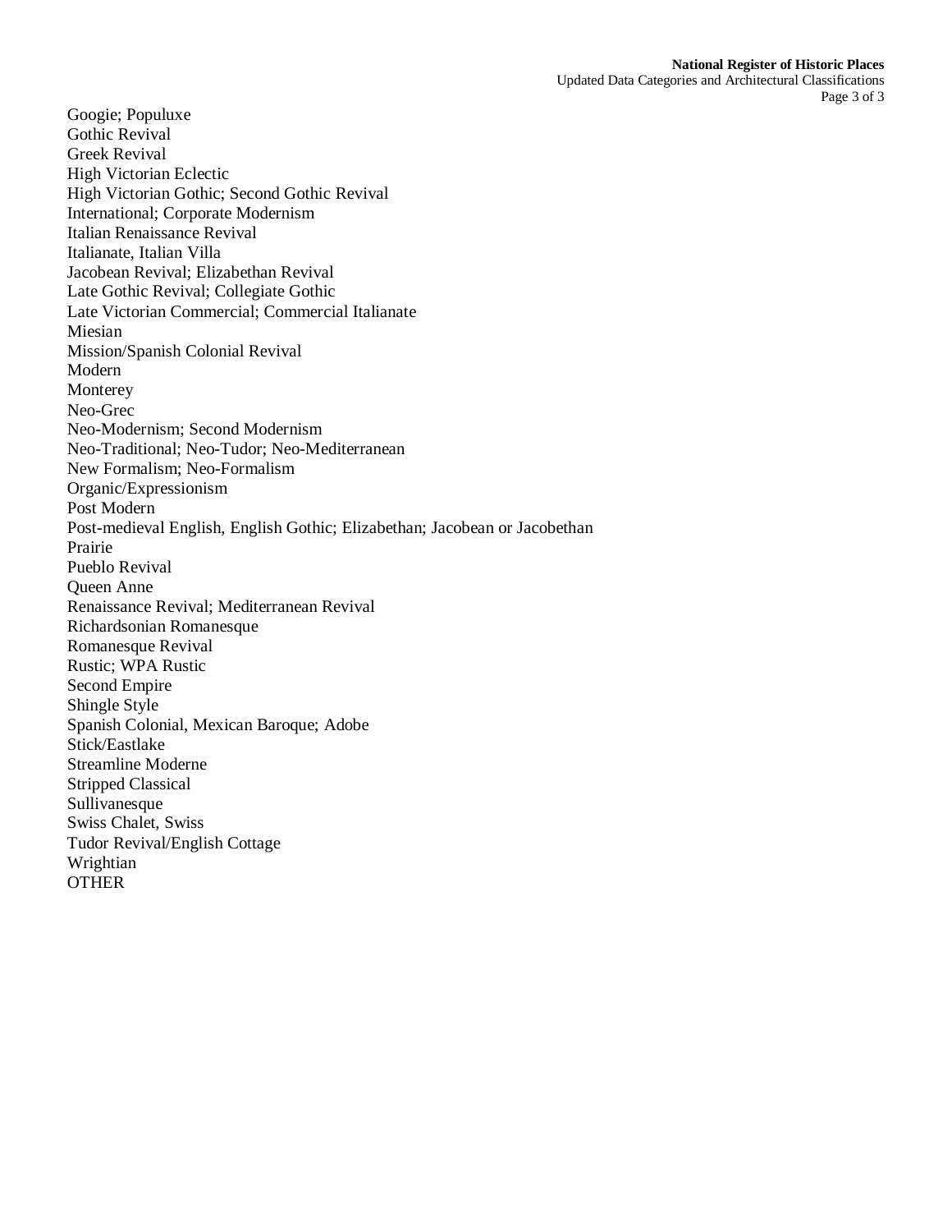Googie; Populuxe
Gothic Revival
Greek Revival
High Victorian Eclectic
High Victorian Gothic; Second Gothic Revival
International; Corporate Modernism
Italian Renaissance Revival
Italianate, Italian Villa
Jacobean Revival; Elizabethan Revival
Late Gothic Revival; Collegiate Gothic
Late Victorian Commercial; Commercial Italianate
Miesian
Mission/Spanish Colonial Revival
Modern
Monterey
Neo-Grec
Neo-Modernism; Second Modernism
Neo-Traditional; Neo-Tudor; Neo-Mediterranean
New Formalism; Neo-Formalism
Organic/Expressionism
Post Modern
Post-medieval English, English Gothic; Elizabethan; Jacobean or Jacobethan
Prairie
Pueblo Revival
Queen Anne
Renaissance Revival; Mediterranean Revival
Richardsonian Romanesque
Romanesque Revival
Rustic; WPA Rustic
Second Empire
Shingle Style
Spanish Colonial, Mexican Baroque; Adobe
Stick/Eastlake
Streamline Moderne
Stripped Classical
Sullivanesque
Swiss Chalet, Swiss
Tudor Revival/English Cottage
Wrightian
OTHER